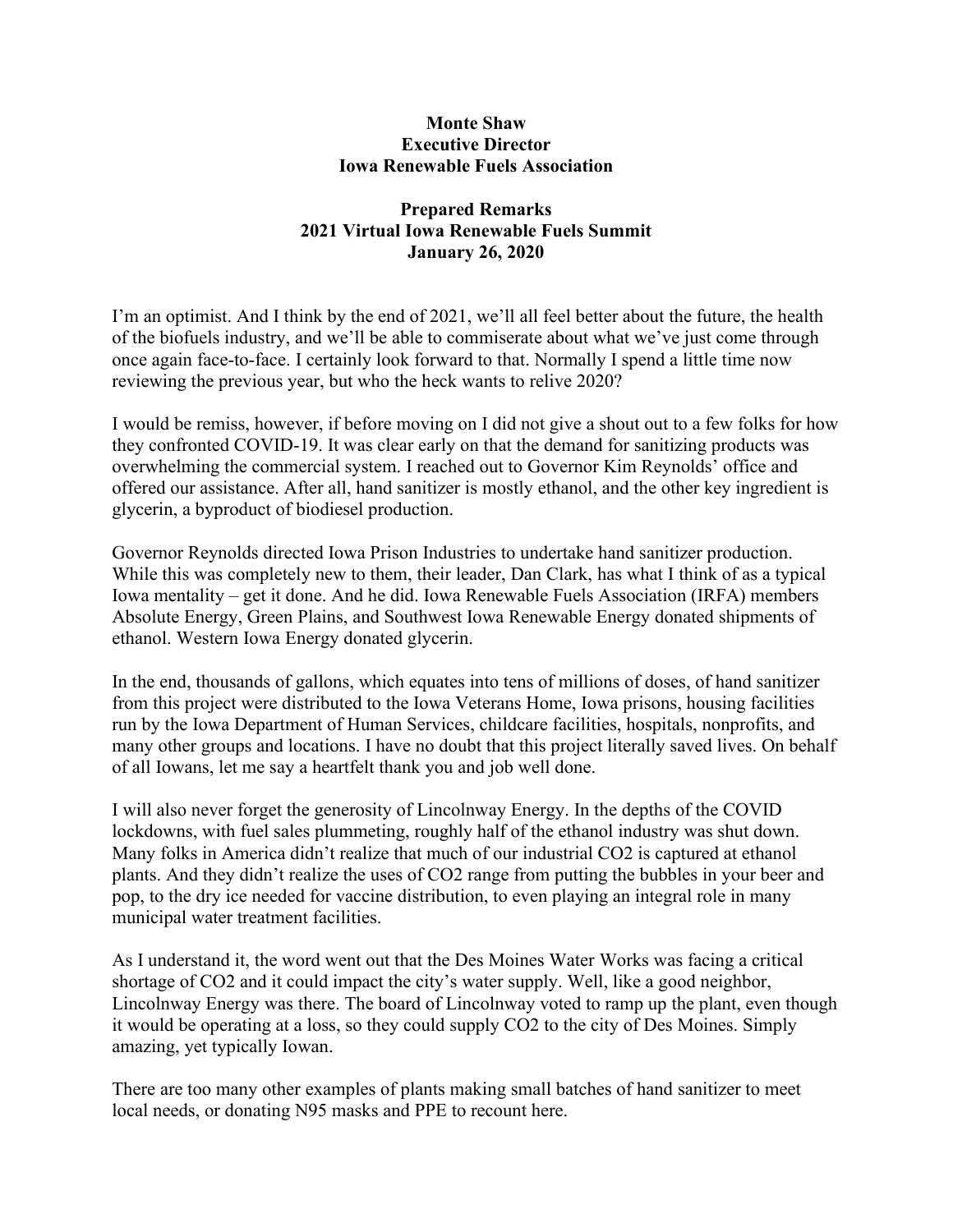**Monte Shaw**
**Executive Director**
**Iowa Renewable Fuels Association**

**Prepared Remarks**
**2021 Virtual Iowa Renewable Fuels Summit**
**January 26, 2020**

I'm an optimist. And I think by the end of 2021, we'll all feel better about the future, the health of the biofuels industry, and we'll be able to commiserate about what we've just come through once again face-to-face. I certainly look forward to that. Normally I spend a little time now reviewing the previous year, but who the heck wants to relive 2020?

I would be remiss, however, if before moving on I did not give a shout out to a few folks for how they confronted COVID-19. It was clear early on that the demand for sanitizing products was overwhelming the commercial system. I reached out to Governor Kim Reynolds' office and offered our assistance. After all, hand sanitizer is mostly ethanol, and the other key ingredient is glycerin, a byproduct of biodiesel production.

Governor Reynolds directed Iowa Prison Industries to undertake hand sanitizer production. While this was completely new to them, their leader, Dan Clark, has what I think of as a typical Iowa mentality – get it done. And he did. Iowa Renewable Fuels Association (IRFA) members Absolute Energy, Green Plains, and Southwest Iowa Renewable Energy donated shipments of ethanol. Western Iowa Energy donated glycerin.

In the end, thousands of gallons, which equates into tens of millions of doses, of hand sanitizer from this project were distributed to the Iowa Veterans Home, Iowa prisons, housing facilities run by the Iowa Department of Human Services, childcare facilities, hospitals, nonprofits, and many other groups and locations. I have no doubt that this project literally saved lives. On behalf of all Iowans, let me say a heartfelt thank you and job well done.

I will also never forget the generosity of Lincolnway Energy. In the depths of the COVID lockdowns, with fuel sales plummeting, roughly half of the ethanol industry was shut down. Many folks in America didn't realize that much of our industrial $CO_2$ is captured at ethanol plants. And they didn't realize the uses of $CO_2$ range from putting the bubbles in your beer and pop, to the dry ice needed for vaccine distribution, to even playing an integral role in many municipal water treatment facilities.

As I understand it, the word went out that the Des Moines Water Works was facing a critical shortage of $CO_2$ and it could impact the city's water supply. Well, like a good neighbor, Lincolnway Energy was there. The board of Lincolnway voted to ramp up the plant, even though it would be operating at a loss, so they could supply $CO_2$ to the city of Des Moines. Simply amazing, yet typically Iowan.

There are too many other examples of plants making small batches of hand sanitizer to meet local needs, or donating N95 masks and PPE to recount here.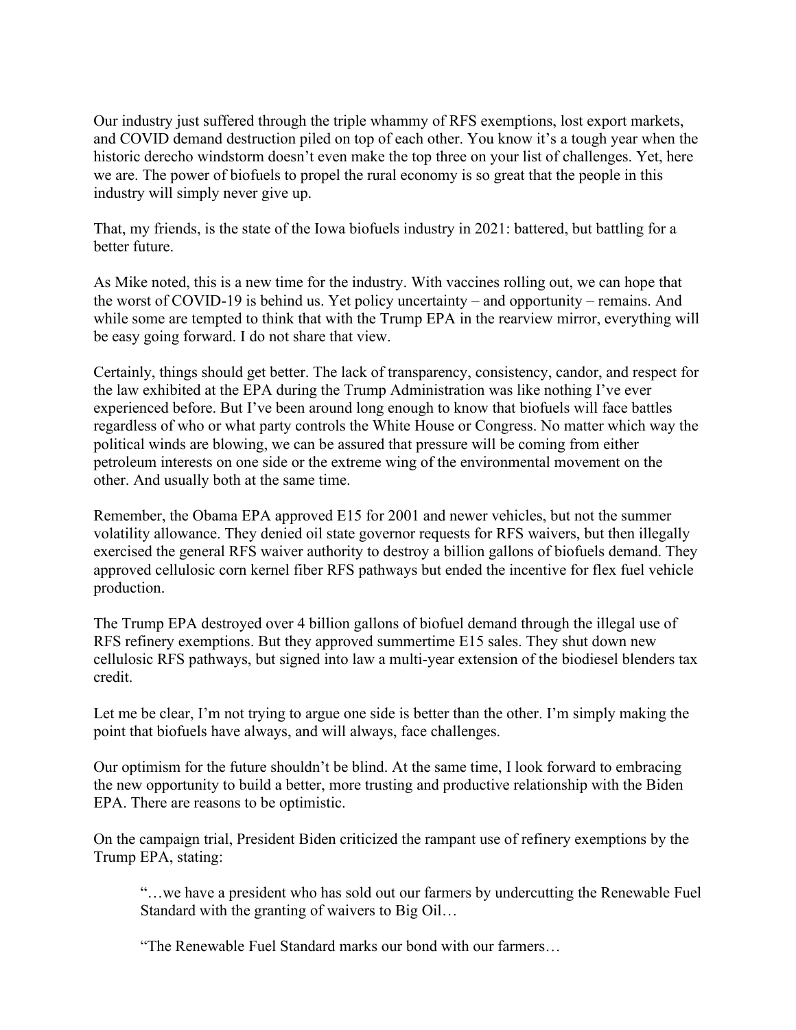Our industry just suffered through the triple whammy of RFS exemptions, lost export markets, and COVID demand destruction piled on top of each other. You know it's a tough year when the historic derecho windstorm doesn't even make the top three on your list of challenges. Yet, here we are. The power of biofuels to propel the rural economy is so great that the people in this industry will simply never give up.

That, my friends, is the state of the Iowa biofuels industry in 2021: battered, but battling for a better future.

As Mike noted, this is a new time for the industry. With vaccines rolling out, we can hope that the worst of COVID-19 is behind us. Yet policy uncertainty – and opportunity – remains. And while some are tempted to think that with the Trump EPA in the rearview mirror, everything will be easy going forward. I do not share that view.

Certainly, things should get better. The lack of transparency, consistency, candor, and respect for the law exhibited at the EPA during the Trump Administration was like nothing I've ever experienced before. But I've been around long enough to know that biofuels will face battles regardless of who or what party controls the White House or Congress. No matter which way the political winds are blowing, we can be assured that pressure will be coming from either petroleum interests on one side or the extreme wing of the environmental movement on the other. And usually both at the same time.

Remember, the Obama EPA approved E15 for 2001 and newer vehicles, but not the summer volatility allowance. They denied oil state governor requests for RFS waivers, but then illegally exercised the general RFS waiver authority to destroy a billion gallons of biofuels demand. They approved cellulosic corn kernel fiber RFS pathways but ended the incentive for flex fuel vehicle production.

The Trump EPA destroyed over 4 billion gallons of biofuel demand through the illegal use of RFS refinery exemptions. But they approved summertime E15 sales. They shut down new cellulosic RFS pathways, but signed into law a multi-year extension of the biodiesel blenders tax credit.

Let me be clear, I'm not trying to argue one side is better than the other. I'm simply making the point that biofuels have always, and will always, face challenges.

Our optimism for the future shouldn't be blind. At the same time, I look forward to embracing the new opportunity to build a better, more trusting and productive relationship with the Biden EPA. There are reasons to be optimistic.

On the campaign trial, President Biden criticized the rampant use of refinery exemptions by the Trump EPA, stating:

> "…we have a president who has sold out our farmers by undercutting the Renewable Fuel Standard with the granting of waivers to Big Oil…
>
> "The Renewable Fuel Standard marks our bond with our farmers…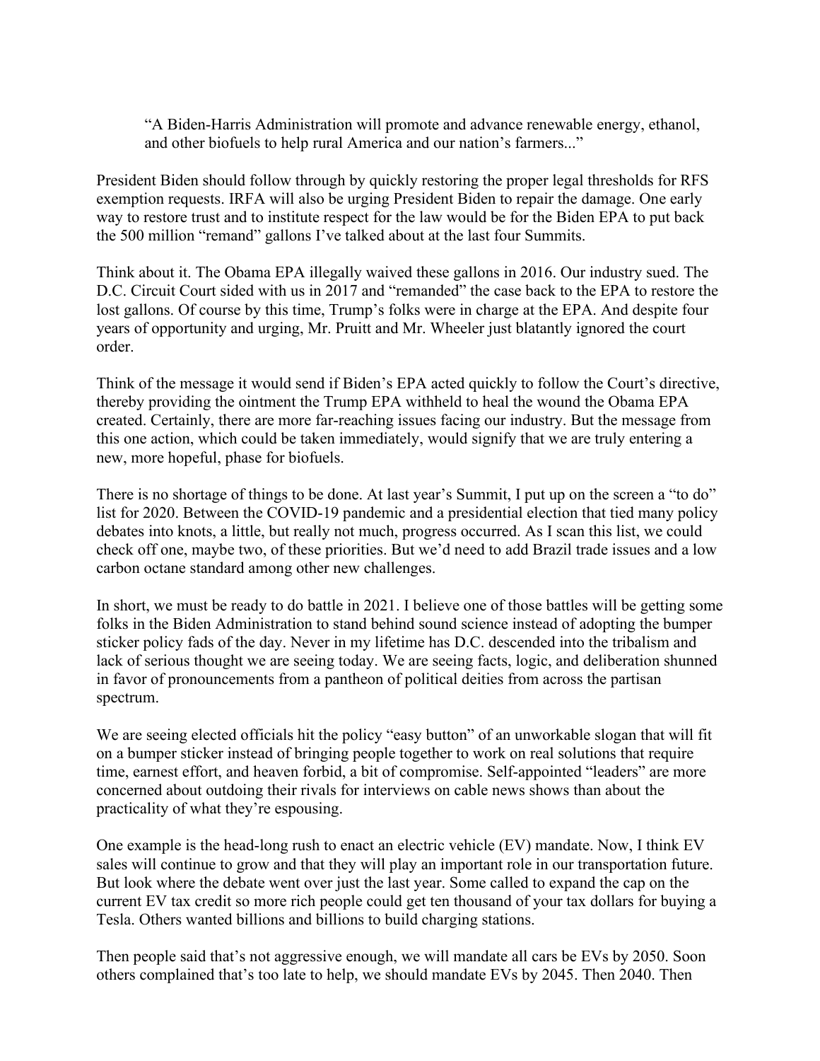> "A Biden-Harris Administration will promote and advance renewable energy, ethanol, and other biofuels to help rural America and our nation's farmers..."

President Biden should follow through by quickly restoring the proper legal thresholds for RFS exemption requests. IRFA will also be urging President Biden to repair the damage. One early way to restore trust and to institute respect for the law would be for the Biden EPA to put back the 500 million "remand" gallons I've talked about at the last four Summits.

Think about it. The Obama EPA illegally waived these gallons in 2016. Our industry sued. The D.C. Circuit Court sided with us in 2017 and "remanded" the case back to the EPA to restore the lost gallons. Of course by this time, Trump's folks were in charge at the EPA. And despite four years of opportunity and urging, Mr. Pruitt and Mr. Wheeler just blatantly ignored the court order.

Think of the message it would send if Biden's EPA acted quickly to follow the Court's directive, thereby providing the ointment the Trump EPA withheld to heal the wound the Obama EPA created. Certainly, there are more far-reaching issues facing our industry. But the message from this one action, which could be taken immediately, would signify that we are truly entering a new, more hopeful, phase for biofuels.

There is no shortage of things to be done. At last year's Summit, I put up on the screen a "to do" list for 2020. Between the COVID-19 pandemic and a presidential election that tied many policy debates into knots, a little, but really not much, progress occurred. As I scan this list, we could check off one, maybe two, of these priorities. But we'd need to add Brazil trade issues and a low carbon octane standard among other new challenges.

In short, we must be ready to do battle in 2021. I believe one of those battles will be getting some folks in the Biden Administration to stand behind sound science instead of adopting the bumper sticker policy fads of the day. Never in my lifetime has D.C. descended into the tribalism and lack of serious thought we are seeing today. We are seeing facts, logic, and deliberation shunned in favor of pronouncements from a pantheon of political deities from across the partisan spectrum.

We are seeing elected officials hit the policy "easy button" of an unworkable slogan that will fit on a bumper sticker instead of bringing people together to work on real solutions that require time, earnest effort, and heaven forbid, a bit of compromise. Self-appointed "leaders" are more concerned about outdoing their rivals for interviews on cable news shows than about the practicality of what they're espousing.

One example is the head-long rush to enact an electric vehicle (EV) mandate. Now, I think EV sales will continue to grow and that they will play an important role in our transportation future. But look where the debate went over just the last year. Some called to expand the cap on the current EV tax credit so more rich people could get ten thousand of your tax dollars for buying a Tesla. Others wanted billions and billions to build charging stations.

Then people said that's not aggressive enough, we will mandate all cars be EVs by 2050. Soon others complained that's too late to help, we should mandate EVs by 2045. Then 2040. Then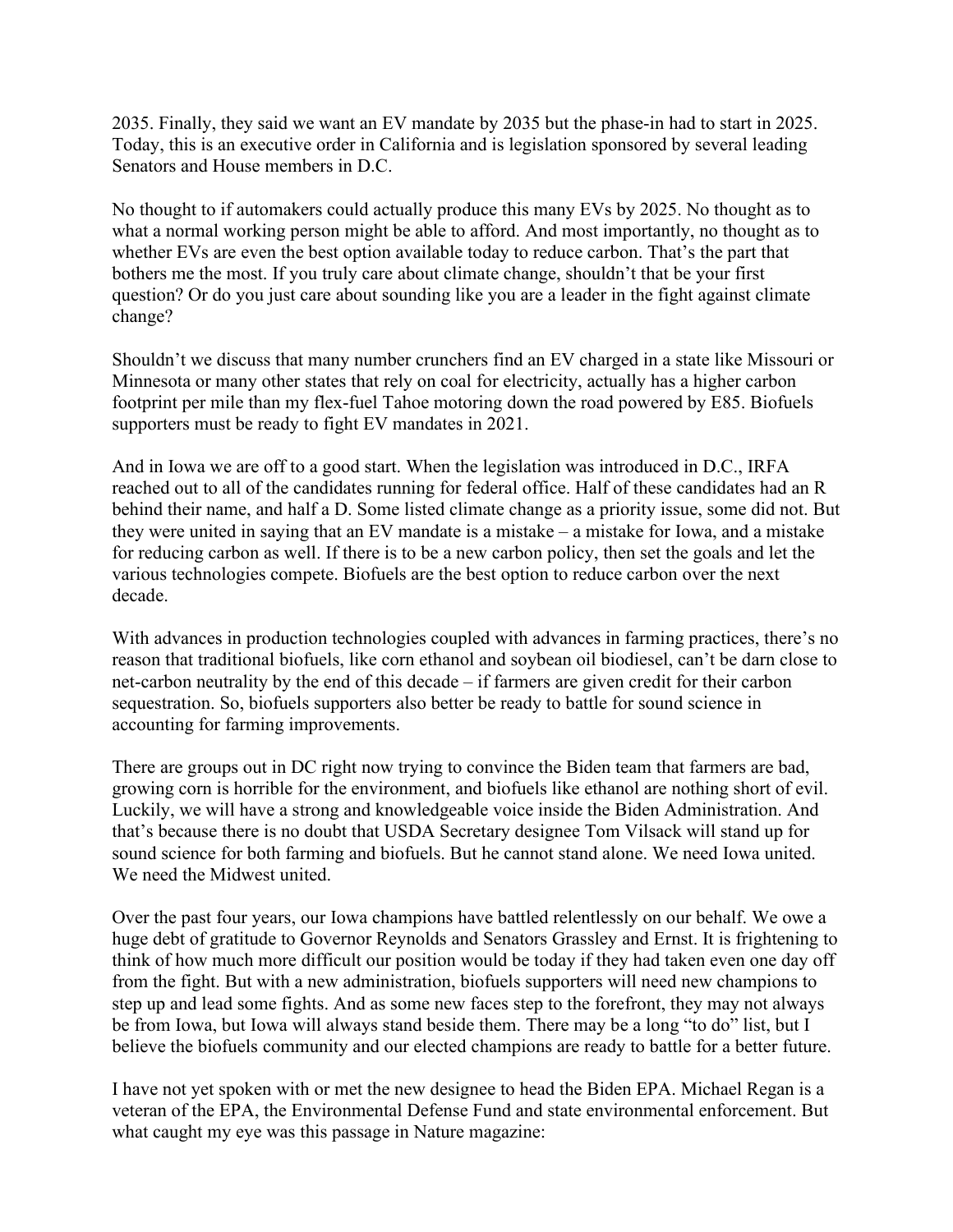2035. Finally, they said we want an EV mandate by 2035 but the phase-in had to start in 2025. Today, this is an executive order in California and is legislation sponsored by several leading Senators and House members in D.C.

No thought to if automakers could actually produce this many EVs by 2025. No thought as to what a normal working person might be able to afford. And most importantly, no thought as to whether EVs are even the best option available today to reduce carbon. That's the part that bothers me the most. If you truly care about climate change, shouldn't that be your first question? Or do you just care about sounding like you are a leader in the fight against climate change?

Shouldn't we discuss that many number crunchers find an EV charged in a state like Missouri or Minnesota or many other states that rely on coal for electricity, actually has a higher carbon footprint per mile than my flex-fuel Tahoe motoring down the road powered by E85. Biofuels supporters must be ready to fight EV mandates in 2021.

And in Iowa we are off to a good start. When the legislation was introduced in D.C., IRFA reached out to all of the candidates running for federal office. Half of these candidates had an R behind their name, and half a D. Some listed climate change as a priority issue, some did not. But they were united in saying that an EV mandate is a mistake – a mistake for Iowa, and a mistake for reducing carbon as well. If there is to be a new carbon policy, then set the goals and let the various technologies compete. Biofuels are the best option to reduce carbon over the next decade.

With advances in production technologies coupled with advances in farming practices, there's no reason that traditional biofuels, like corn ethanol and soybean oil biodiesel, can't be darn close to net-carbon neutrality by the end of this decade – if farmers are given credit for their carbon sequestration. So, biofuels supporters also better be ready to battle for sound science in accounting for farming improvements.

There are groups out in DC right now trying to convince the Biden team that farmers are bad, growing corn is horrible for the environment, and biofuels like ethanol are nothing short of evil. Luckily, we will have a strong and knowledgeable voice inside the Biden Administration. And that's because there is no doubt that USDA Secretary designee Tom Vilsack will stand up for sound science for both farming and biofuels. But he cannot stand alone. We need Iowa united. We need the Midwest united.

Over the past four years, our Iowa champions have battled relentlessly on our behalf. We owe a huge debt of gratitude to Governor Reynolds and Senators Grassley and Ernst. It is frightening to think of how much more difficult our position would be today if they had taken even one day off from the fight. But with a new administration, biofuels supporters will need new champions to step up and lead some fights. And as some new faces step to the forefront, they may not always be from Iowa, but Iowa will always stand beside them. There may be a long "to do" list, but I believe the biofuels community and our elected champions are ready to battle for a better future.

I have not yet spoken with or met the new designee to head the Biden EPA. Michael Regan is a veteran of the EPA, the Environmental Defense Fund and state environmental enforcement. But what caught my eye was this passage in Nature magazine: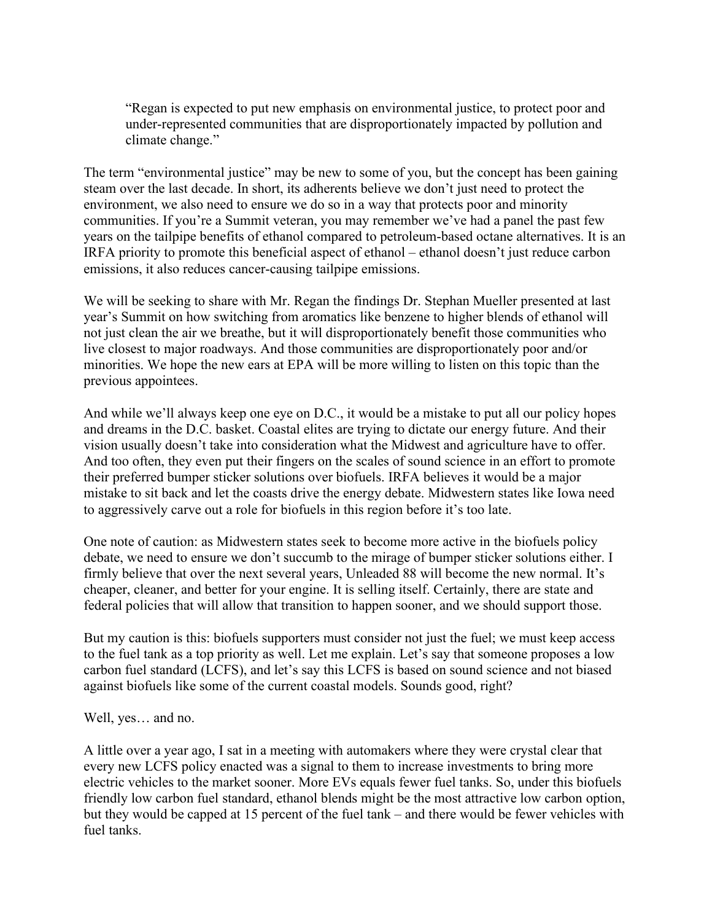> "Regan is expected to put new emphasis on environmental justice, to protect poor and under-represented communities that are disproportionately impacted by pollution and climate change."

The term "environmental justice" may be new to some of you, but the concept has been gaining steam over the last decade. In short, its adherents believe we don't just need to protect the environment, we also need to ensure we do so in a way that protects poor and minority communities. If you're a Summit veteran, you may remember we've had a panel the past few years on the tailpipe benefits of ethanol compared to petroleum-based octane alternatives. It is an IRFA priority to promote this beneficial aspect of ethanol – ethanol doesn't just reduce carbon emissions, it also reduces cancer-causing tailpipe emissions.

We will be seeking to share with Mr. Regan the findings Dr. Stephan Mueller presented at last year's Summit on how switching from aromatics like benzene to higher blends of ethanol will not just clean the air we breathe, but it will disproportionately benefit those communities who live closest to major roadways. And those communities are disproportionately poor and/or minorities. We hope the new ears at EPA will be more willing to listen on this topic than the previous appointees.

And while we'll always keep one eye on D.C., it would be a mistake to put all our policy hopes and dreams in the D.C. basket. Coastal elites are trying to dictate our energy future. And their vision usually doesn't take into consideration what the Midwest and agriculture have to offer. And too often, they even put their fingers on the scales of sound science in an effort to promote their preferred bumper sticker solutions over biofuels. IRFA believes it would be a major mistake to sit back and let the coasts drive the energy debate. Midwestern states like Iowa need to aggressively carve out a role for biofuels in this region before it's too late.

One note of caution: as Midwestern states seek to become more active in the biofuels policy debate, we need to ensure we don't succumb to the mirage of bumper sticker solutions either. I firmly believe that over the next several years, Unleaded 88 will become the new normal. It's cheaper, cleaner, and better for your engine. It is selling itself. Certainly, there are state and federal policies that will allow that transition to happen sooner, and we should support those.

But my caution is this: biofuels supporters must consider not just the fuel; we must keep access to the fuel tank as a top priority as well. Let me explain. Let's say that someone proposes a low carbon fuel standard (LCFS), and let's say this LCFS is based on sound science and not biased against biofuels like some of the current coastal models. Sounds good, right?

Well, yes… and no.

A little over a year ago, I sat in a meeting with automakers where they were crystal clear that every new LCFS policy enacted was a signal to them to increase investments to bring more electric vehicles to the market sooner. More EVs equals fewer fuel tanks. So, under this biofuels friendly low carbon fuel standard, ethanol blends might be the most attractive low carbon option, but they would be capped at 15 percent of the fuel tank – and there would be fewer vehicles with fuel tanks.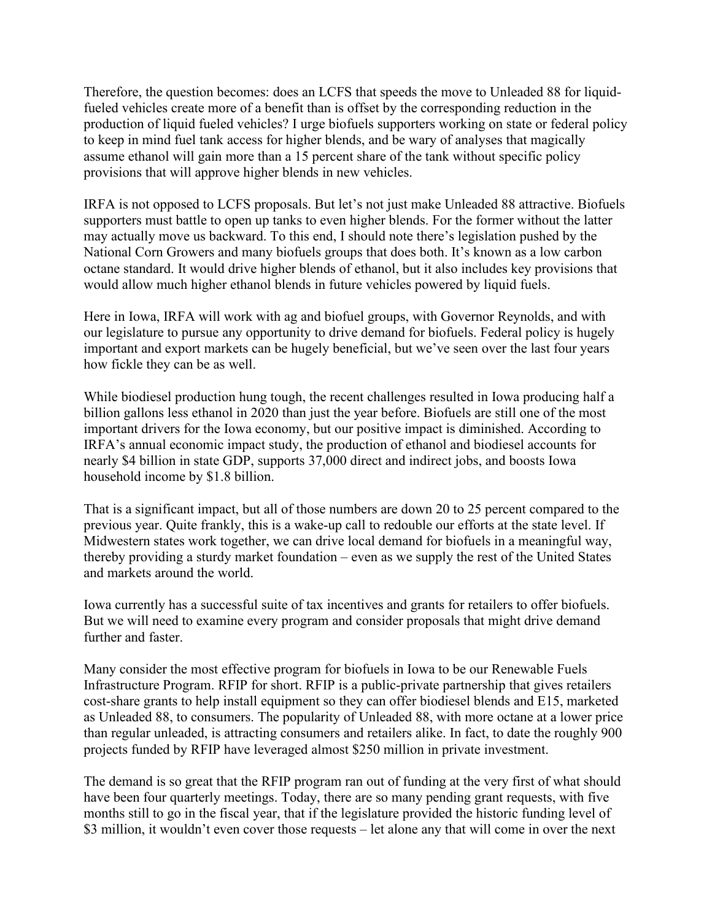Therefore, the question becomes: does an LCFS that speeds the move to Unleaded 88 for liquid-fueled vehicles create more of a benefit than is offset by the corresponding reduction in the production of liquid fueled vehicles? I urge biofuels supporters working on state or federal policy to keep in mind fuel tank access for higher blends, and be wary of analyses that magically assume ethanol will gain more than a 15 percent share of the tank without specific policy provisions that will approve higher blends in new vehicles.

IRFA is not opposed to LCFS proposals. But let's not just make Unleaded 88 attractive. Biofuels supporters must battle to open up tanks to even higher blends. For the former without the latter may actually move us backward. To this end, I should note there's legislation pushed by the National Corn Growers and many biofuels groups that does both. It's known as a low carbon octane standard. It would drive higher blends of ethanol, but it also includes key provisions that would allow much higher ethanol blends in future vehicles powered by liquid fuels.

Here in Iowa, IRFA will work with ag and biofuel groups, with Governor Reynolds, and with our legislature to pursue any opportunity to drive demand for biofuels. Federal policy is hugely important and export markets can be hugely beneficial, but we've seen over the last four years how fickle they can be as well.

While biodiesel production hung tough, the recent challenges resulted in Iowa producing half a billion gallons less ethanol in 2020 than just the year before. Biofuels are still one of the most important drivers for the Iowa economy, but our positive impact is diminished. According to IRFA's annual economic impact study, the production of ethanol and biodiesel accounts for nearly $4 billion in state GDP, supports 37,000 direct and indirect jobs, and boosts Iowa household income by $1.8 billion.

That is a significant impact, but all of those numbers are down 20 to 25 percent compared to the previous year. Quite frankly, this is a wake-up call to redouble our efforts at the state level. If Midwestern states work together, we can drive local demand for biofuels in a meaningful way, thereby providing a sturdy market foundation – even as we supply the rest of the United States and markets around the world.

Iowa currently has a successful suite of tax incentives and grants for retailers to offer biofuels. But we will need to examine every program and consider proposals that might drive demand further and faster.

Many consider the most effective program for biofuels in Iowa to be our Renewable Fuels Infrastructure Program. RFIP for short. RFIP is a public-private partnership that gives retailers cost-share grants to help install equipment so they can offer biodiesel blends and E15, marketed as Unleaded 88, to consumers. The popularity of Unleaded 88, with more octane at a lower price than regular unleaded, is attracting consumers and retailers alike. In fact, to date the roughly 900 projects funded by RFIP have leveraged almost $250 million in private investment.

The demand is so great that the RFIP program ran out of funding at the very first of what should have been four quarterly meetings. Today, there are so many pending grant requests, with five months still to go in the fiscal year, that if the legislature provided the historic funding level of $3 million, it wouldn't even cover those requests – let alone any that will come in over the next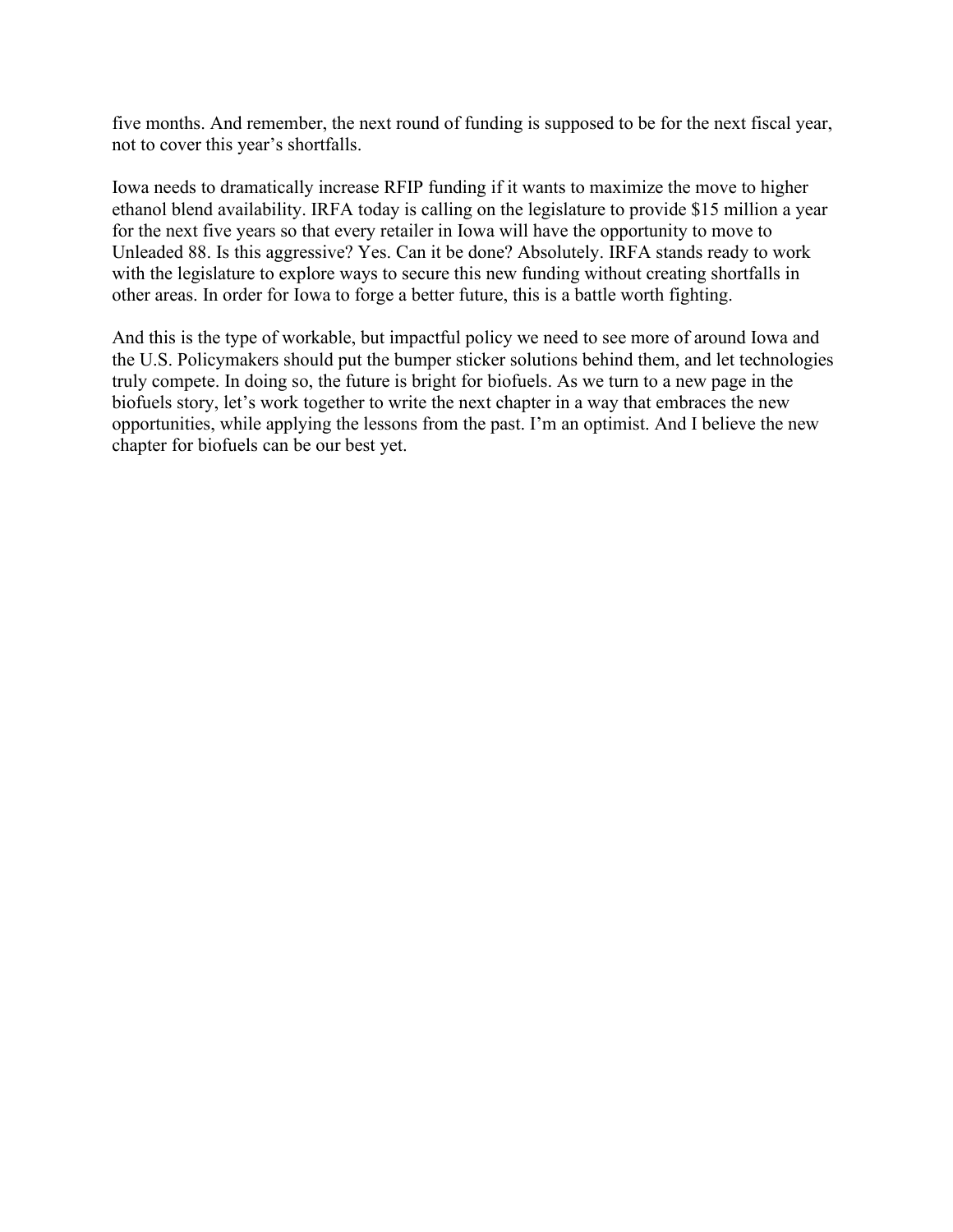five months. And remember, the next round of funding is supposed to be for the next fiscal year, not to cover this year's shortfalls.

Iowa needs to dramatically increase RFIP funding if it wants to maximize the move to higher ethanol blend availability. IRFA today is calling on the legislature to provide $15 million a year for the next five years so that every retailer in Iowa will have the opportunity to move to Unleaded 88. Is this aggressive? Yes. Can it be done? Absolutely. IRFA stands ready to work with the legislature to explore ways to secure this new funding without creating shortfalls in other areas. In order for Iowa to forge a better future, this is a battle worth fighting.

And this is the type of workable, but impactful policy we need to see more of around Iowa and the U.S. Policymakers should put the bumper sticker solutions behind them, and let technologies truly compete. In doing so, the future is bright for biofuels. As we turn to a new page in the biofuels story, let's work together to write the next chapter in a way that embraces the new opportunities, while applying the lessons from the past. I'm an optimist. And I believe the new chapter for biofuels can be our best yet.